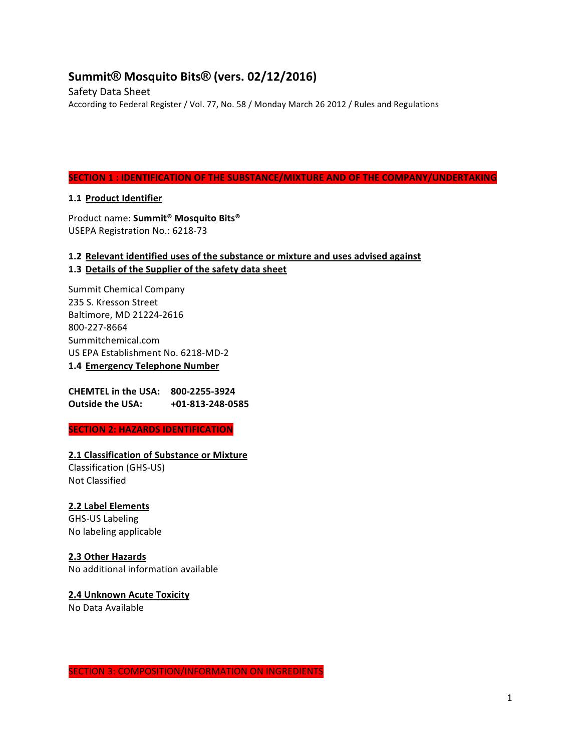# Summit® Mosquito Bits® (vers. 02/12/2016)

Safety Data Sheet

According to Federal Register / Vol. 77, No. 58 / Monday March 26 2012 / Rules and Regulations

## SECTION 1 : IDENTIFICATION OF THE SUBSTANCE/MIXTURE AND OF THE COMPANY/UNDERTAKING

### 1.1 Product Identifier

Product name: **Summit® Mosquito Bits®**
USEPA Registration No.: 6218-73

### 1.2 Relevant identified uses of the substance or mixture and uses advised against

### 1.3 Details of the Supplier of the safety data sheet

Summit Chemical Company
235 S. Kresson Street
Baltimore, MD 21224-2616
800-227-8664
Summitchemical.com
US EPA Establishment No. 6218-MD-2

### 1.4 Emergency Telephone Number

**CHEMTEL in the USA: 800-2255-3924**
**Outside the USA: +01-813-248-0585**

## SECTION 2: HAZARDS IDENTIFICATION

### 2.1 Classification of Substance or Mixture

Classification (GHS-US)
Not Classified

### 2.2 Label Elements

GHS-US Labeling
No labeling applicable

### 2.3 Other Hazards

No additional information available

### 2.4 Unknown Acute Toxicity

No Data Available

## SECTION 3: COMPOSITION/INFORMATION ON INGREDIENTS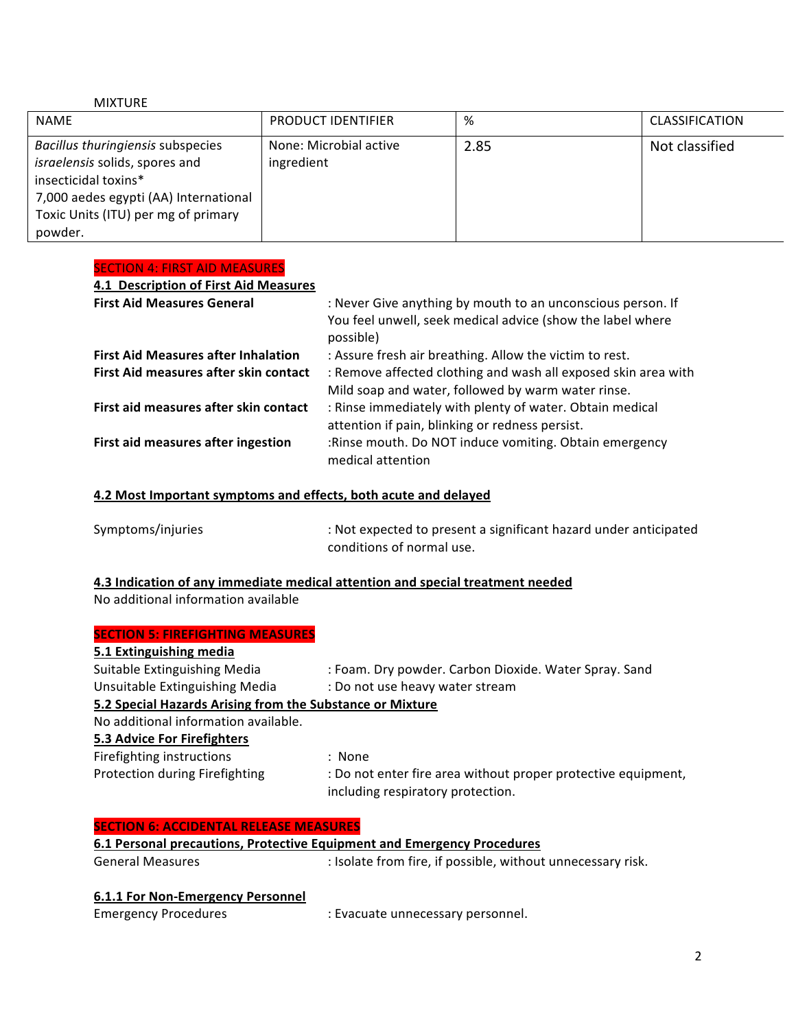MIXTURE

| NAME | PRODUCT IDENTIFIER | % | CLASSIFICATION |
|---|---|---|---|
| *Bacillus thuringiensis* subspecies *israelensis* solids, spores and insecticidal toxins* 7,000 aedes egypti (AA) International Toxic Units (ITU) per mg of primary powder. | None: Microbial active ingredient | 2.85 | Not classified |

## SECTION 4: FIRST AID MEASURES

### 4.1 Description of First Aid Measures

**First Aid Measures General** : Never Give anything by mouth to an unconscious person. If You feel unwell, seek medical advice (show the label where possible)

**First Aid Measures after Inhalation** : Assure fresh air breathing. Allow the victim to rest.

**First Aid measures after skin contact** : Remove affected clothing and wash all exposed skin area with Mild soap and water, followed by warm water rinse.

**First aid measures after skin contact** : Rinse immediately with plenty of water. Obtain medical attention if pain, blinking or redness persist.

**First aid measures after ingestion** :Rinse mouth. Do NOT induce vomiting. Obtain emergency medical attention

### 4.2 Most Important symptoms and effects, both acute and delayed

Symptoms/injuries : Not expected to present a significant hazard under anticipated conditions of normal use.

### 4.3 Indication of any immediate medical attention and special treatment needed

No additional information available

## SECTION 5: FIREFIGHTING MEASURES

### 5.1 Extinguishing media

Suitable Extinguishing Media : Foam. Dry powder. Carbon Dioxide. Water Spray. Sand

Unsuitable Extinguishing Media : Do not use heavy water stream

### 5.2 Special Hazards Arising from the Substance or Mixture

No additional information available.

### 5.3 Advice For Firefighters

Firefighting instructions : None

Protection during Firefighting : Do not enter fire area without proper protective equipment, including respiratory protection.

## SECTION 6: ACCIDENTAL RELEASE MEASURES

### 6.1 Personal precautions, Protective Equipment and Emergency Procedures

General Measures : Isolate from fire, if possible, without unnecessary risk.

#### 6.1.1 For Non-Emergency Personnel

Emergency Procedures : Evacuate unnecessary personnel.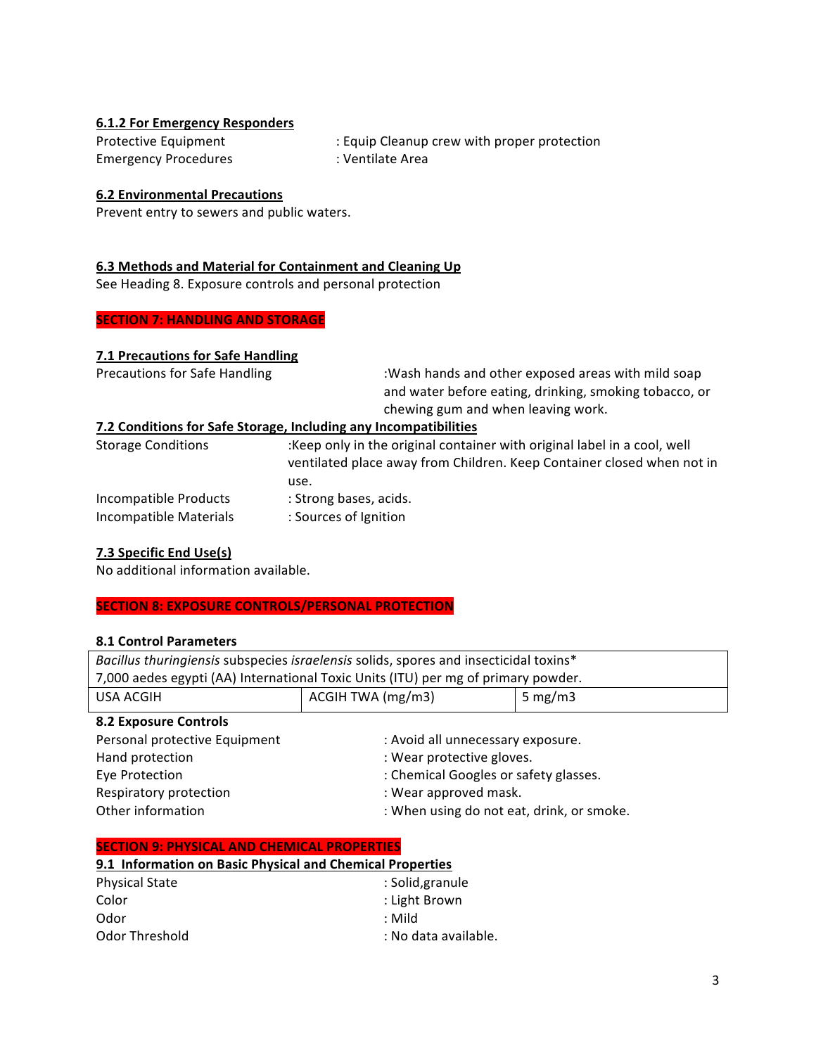#### 6.1.2 For Emergency Responders

Protective Equipment : Equip Cleanup crew with proper protection

Emergency Procedures : Ventilate Area

#### 6.2 Environmental Precautions

Prevent entry to sewers and public waters.

#### 6.3 Methods and Material for Containment and Cleaning Up

See Heading 8. Exposure controls and personal protection

## SECTION 7: HANDLING AND STORAGE

#### 7.1 Precautions for Safe Handling

Precautions for Safe Handling :Wash hands and other exposed areas with mild soap and water before eating, drinking, smoking tobacco, or chewing gum and when leaving work.

#### 7.2 Conditions for Safe Storage, Including any Incompatibilities

Storage Conditions :Keep only in the original container with original label in a cool, well ventilated place away from Children. Keep Container closed when not in use.

Incompatible Products : Strong bases, acids.

Incompatible Materials : Sources of Ignition

#### 7.3 Specific End Use(s)

No additional information available.

## SECTION 8: EXPOSURE CONTROLS/PERSONAL PROTECTION

**8.1 Control Parameters**

| *Bacillus thuringiensis* subspecies *israelensis* solids, spores and insecticidal toxins* 7,000 aedes egypti (AA) International Toxic Units (ITU) per mg of primary powder. | | |
|---|---|---|
| USA ACGIH | ACGIH TWA (mg/m3) | 5 mg/m3 |

**8.2 Exposure Controls**

Personal protective Equipment : Avoid all unnecessary exposure.

Hand protection : Wear protective gloves.

Eye Protection : Chemical Googles or safety glasses.

Respiratory protection : Wear approved mask.

Other information : When using do not eat, drink, or smoke.

## SECTION 9: PHYSICAL AND CHEMICAL PROPERTIES

#### 9.1 Information on Basic Physical and Chemical Properties

Physical State : Solid,granule

Color : Light Brown

Odor : Mild

Odor Threshold : No data available.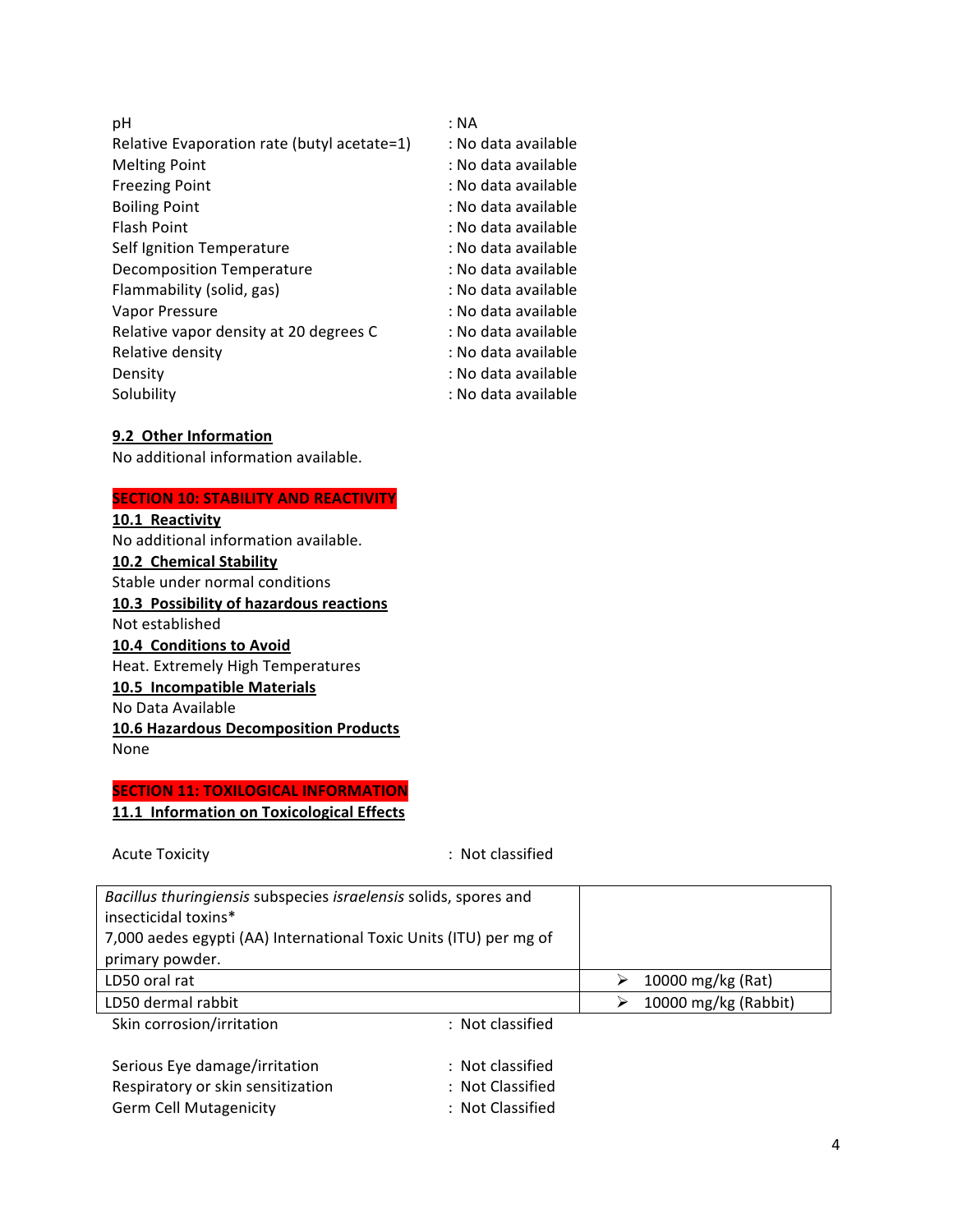| | |
|---|---|
| pH | : NA |
| Relative Evaporation rate (butyl acetate=1) | : No data available |
| Melting Point | : No data available |
| Freezing Point | : No data available |
| Boiling Point | : No data available |
| Flash Point | : No data available |
| Self Ignition Temperature | : No data available |
| Decomposition Temperature | : No data available |
| Flammability (solid, gas) | : No data available |
| Vapor Pressure | : No data available |
| Relative vapor density at 20 degrees C | : No data available |
| Relative density | : No data available |
| Density | : No data available |
| Solubility | : No data available |

**9.2 Other Information**

No additional information available.

## SECTION 10: STABILITY AND REACTIVITY

**10.1 Reactivity**

No additional information available.

**10.2 Chemical Stability**

Stable under normal conditions

**10.3 Possibility of hazardous reactions**

Not established

**10.4 Conditions to Avoid**

Heat. Extremely High Temperatures

**10.5 Incompatible Materials**

No Data Available

**10.6 Hazardous Decomposition Products**

None

## SECTION 11: TOXILOGICAL INFORMATION

**11.1 Information on Toxicological Effects**

Acute Toxicity : Not classified

| *Bacillus thuringiensis* subspecies *israelensis* solids, spores and insecticidal toxins* 7,000 aedes egypti (AA) International Toxic Units (ITU) per mg of primary powder. | |
|---|---|
| LD50 oral rat | ➢ 10000 mg/kg (Rat) |
| LD50 dermal rabbit | ➢ 10000 mg/kg (Rabbit) |

| | |
|---|---|
| Skin corrosion/irritation | : Not classified |
| Serious Eye damage/irritation | : Not classified |
| Respiratory or skin sensitization | : Not Classified |
| Germ Cell Mutagenicity | : Not Classified |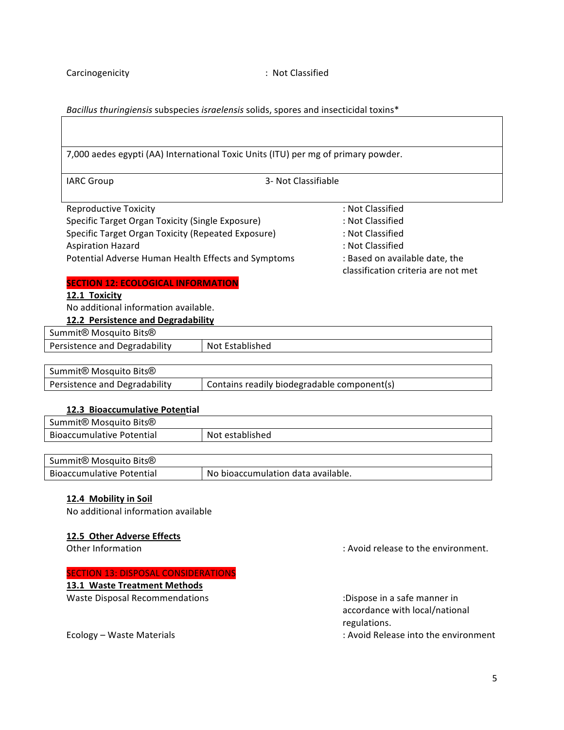Carcinogenicity : Not Classified

*Bacillus thuringiensis* subspecies *israelensis* solids, spores and insecticidal toxins*

| | |
|---|---|
| 7,000 aedes egypti (AA) International Toxic Units (ITU) per mg of primary powder. | |
| IARC Group | 3- Not Classifiable |

Reproductive Toxicity : Not Classified
Specific Target Organ Toxicity (Single Exposure) : Not Classified
Specific Target Organ Toxicity (Repeated Exposure) : Not Classified
Aspiration Hazard : Not Classified
Potential Adverse Human Health Effects and Symptoms : Based on available date, the classification criteria are not met

## SECTION 12: ECOLOGICAL INFORMATION

### 12.1 Toxicity

No additional information available.

### 12.2 Persistence and Degradability

| Summit® Mosquito Bits® | |
|---|---|
| Persistence and Degradability | Not Established |

| Summit® Mosquito Bits® | |
|---|---|
| Persistence and Degradability | Contains readily biodegradable component(s) |

### 12.3 Bioaccumulative Potential

| Summit® Mosquito Bits® | |
|---|---|
| Bioaccumulative Potential | Not established |

| Summit® Mosquito Bits® | |
|---|---|
| Bioaccumulative Potential | No bioaccumulation data available. |

### 12.4 Mobility in Soil

No additional information available

### 12.5 Other Adverse Effects

Other Information : Avoid release to the environment.

## SECTION 13: DISPOSAL CONSIDERATIONS

### 13.1 Waste Treatment Methods

Waste Disposal Recommendations :Dispose in a safe manner in accordance with local/national regulations.

Ecology – Waste Materials : Avoid Release into the environment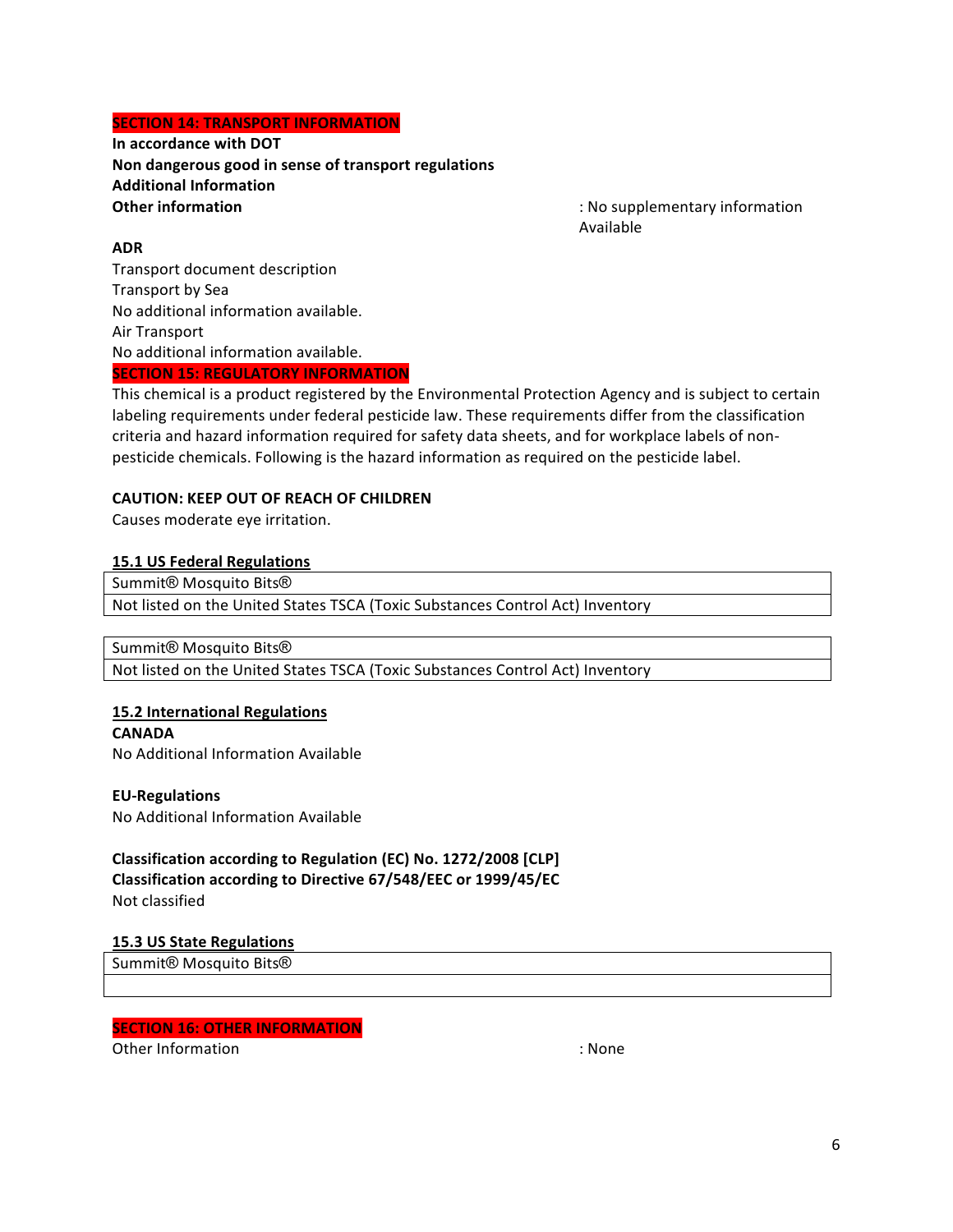## SECTION 14: TRANSPORT INFORMATION

**In accordance with DOT**

**Non dangerous good in sense of transport regulations**

**Additional Information**

**Other information** : No supplementary information Available

**ADR**

Transport document description

Transport by Sea

No additional information available.

Air Transport

No additional information available.

## SECTION 15: REGULATORY INFORMATION

This chemical is a product registered by the Environmental Protection Agency and is subject to certain labeling requirements under federal pesticide law. These requirements differ from the classification criteria and hazard information required for safety data sheets, and for workplace labels of non-pesticide chemicals. Following is the hazard information as required on the pesticide label.

**CAUTION: KEEP OUT OF REACH OF CHILDREN**

Causes moderate eye irritation.

### 15.1 US Federal Regulations

| Summit® Mosquito Bits® |
|---|
| Not listed on the United States TSCA (Toxic Substances Control Act) Inventory |

| Summit® Mosquito Bits® |
|---|
| Not listed on the United States TSCA (Toxic Substances Control Act) Inventory |

### 15.2 International Regulations

**CANADA**

No Additional Information Available

**EU-Regulations**

No Additional Information Available

**Classification according to Regulation (EC) No. 1272/2008 [CLP]**

**Classification according to Directive 67/548/EEC or 1999/45/EC**

Not classified

### 15.3 US State Regulations

| Summit® Mosquito Bits® |
|---|
| |

## SECTION 16: OTHER INFORMATION

Other Information : None